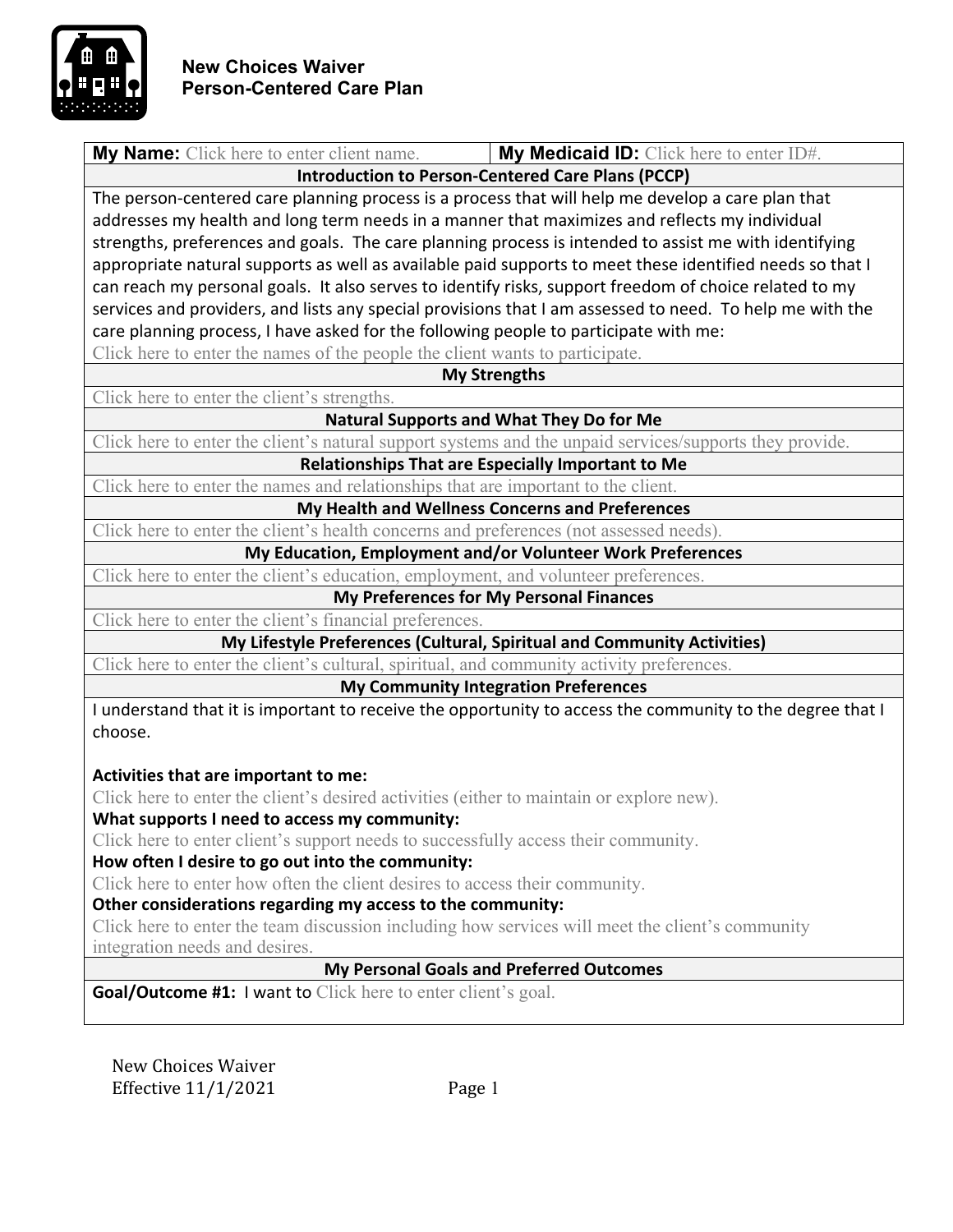# New Choices Waiver
## Person-Centered Care Plan

| **My Name:** Click here to enter client name. | **My Medicaid ID:** Click here to enter ID#. |
|---|---|

**Introduction to Person-Centered Care Plans (PCCP)**

The person-centered care planning process is a process that will help me develop a care plan that addresses my health and long term needs in a manner that maximizes and reflects my individual strengths, preferences and goals. The care planning process is intended to assist me with identifying appropriate natural supports as well as available paid supports to meet these identified needs so that I can reach my personal goals. It also serves to identify risks, support freedom of choice related to my services and providers, and lists any special provisions that I am assessed to need. To help me with the care planning process, I have asked for the following people to participate with me:

Click here to enter the names of the people the client wants to participate.

**My Strengths**

Click here to enter the client's strengths.

**Natural Supports and What They Do for Me**

Click here to enter the client's natural support systems and the unpaid services/supports they provide.

**Relationships That are Especially Important to Me**

Click here to enter the names and relationships that are important to the client.

**My Health and Wellness Concerns and Preferences**

Click here to enter the client's health concerns and preferences (not assessed needs).

**My Education, Employment and/or Volunteer Work Preferences**

Click here to enter the client's education, employment, and volunteer preferences.

**My Preferences for My Personal Finances**

Click here to enter the client's financial preferences.

**My Lifestyle Preferences (Cultural, Spiritual and Community Activities)**

Click here to enter the client's cultural, spiritual, and community activity preferences.

**My Community Integration Preferences**

I understand that it is important to receive the opportunity to access the community to the degree that I choose.

**Activities that are important to me:**

Click here to enter the client's desired activities (either to maintain or explore new).

**What supports I need to access my community:**

Click here to enter client's support needs to successfully access their community.

**How often I desire to go out into the community:**

Click here to enter how often the client desires to access their community.

**Other considerations regarding my access to the community:**

Click here to enter the team discussion including how services will meet the client's community integration needs and desires.

**My Personal Goals and Preferred Outcomes**

**Goal/Outcome #1:** I want to Click here to enter client's goal.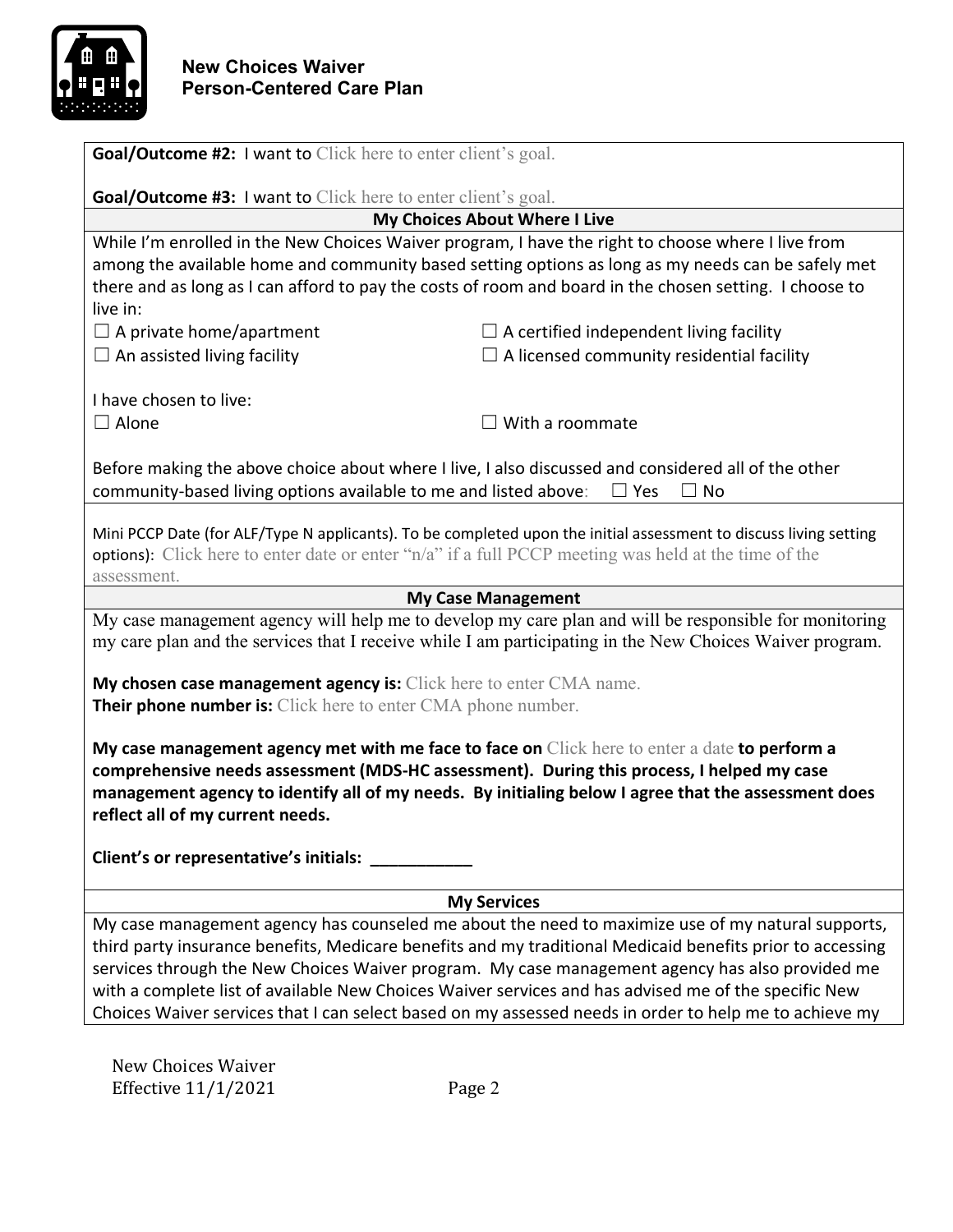**Goal/Outcome #2:** I want to Click here to enter client's goal.

**Goal/Outcome #3:** I want to Click here to enter client's goal.

**My Choices About Where I Live**

While I'm enrolled in the New Choices Waiver program, I have the right to choose where I live from among the available home and community based setting options as long as my needs can be safely met there and as long as I can afford to pay the costs of room and board in the chosen setting. I choose to live in:

☐ A private home/apartment
☐ A certified independent living facility
☐ An assisted living facility
☐ A licensed community residential facility

I have chosen to live:

☐ Alone
☐ With a roommate

Before making the above choice about where I live, I also discussed and considered all of the other community-based living options available to me and listed above: ☐ Yes ☐ No

Mini PCCP Date (for ALF/Type N applicants). To be completed upon the initial assessment to discuss living setting options): Click here to enter date or enter "n/a" if a full PCCP meeting was held at the time of the assessment.

**My Case Management**

My case management agency will help me to develop my care plan and will be responsible for monitoring my care plan and the services that I receive while I am participating in the New Choices Waiver program.

**My chosen case management agency is:** Click here to enter CMA name.
**Their phone number is:** Click here to enter CMA phone number.

**My case management agency met with me face to face on** Click here to enter a date **to perform a comprehensive needs assessment (MDS-HC assessment). During this process, I helped my case management agency to identify all of my needs. By initialing below I agree that the assessment does reflect all of my current needs.**

**Client's or representative's initials: \_\_\_\_\_\_\_\_\_\_\_**

**My Services**

My case management agency has counseled me about the need to maximize use of my natural supports, third party insurance benefits, Medicare benefits and my traditional Medicaid benefits prior to accessing services through the New Choices Waiver program. My case management agency has also provided me with a complete list of available New Choices Waiver services and has advised me of the specific New Choices Waiver services that I can select based on my assessed needs in order to help me to achieve my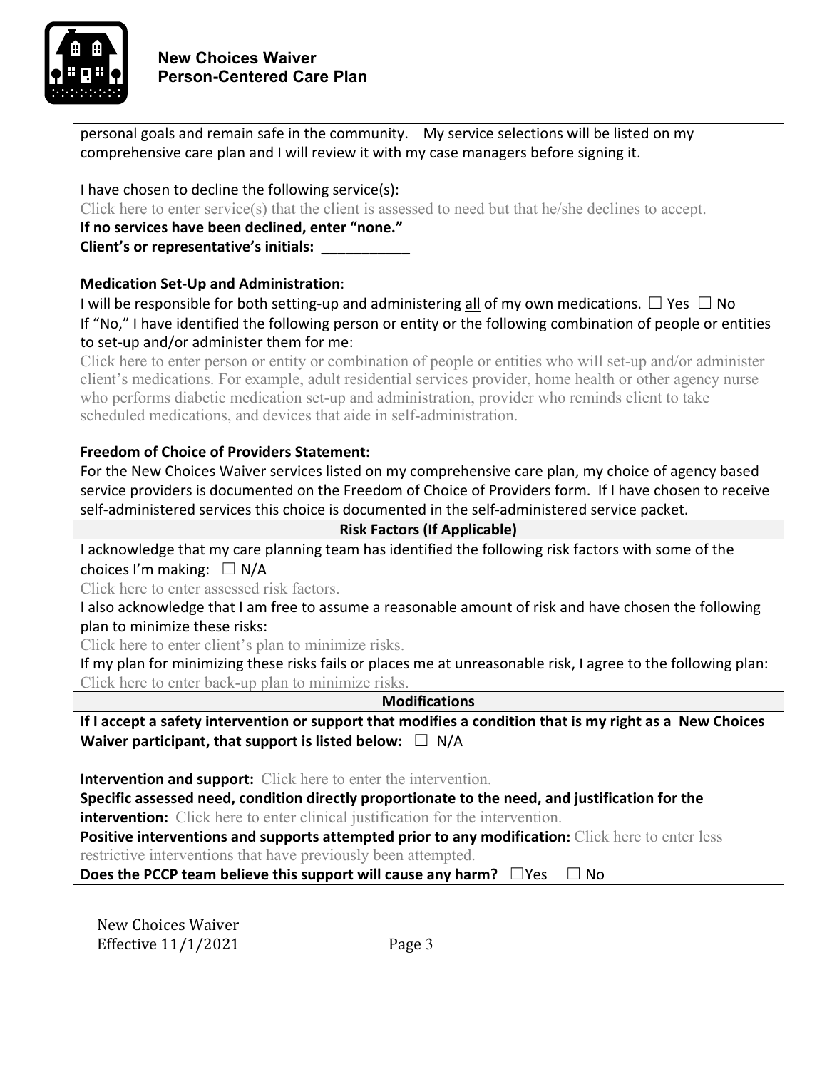personal goals and remain safe in the community. My service selections will be listed on my comprehensive care plan and I will review it with my case managers before signing it.

I have chosen to decline the following service(s):
Click here to enter service(s) that the client is assessed to need but that he/she declines to accept.
**If no services have been declined, enter "none."**
**Client's or representative's initials: ___________**

**Medication Set-Up and Administration**:
I will be responsible for both setting-up and administering all of my own medications. ☐ Yes ☐ No
If "No," I have identified the following person or entity or the following combination of people or entities to set-up and/or administer them for me:
Click here to enter person or entity or combination of people or entities who will set-up and/or administer client's medications. For example, adult residential services provider, home health or other agency nurse who performs diabetic medication set-up and administration, provider who reminds client to take scheduled medications, and devices that aide in self-administration.

**Freedom of Choice of Providers Statement:**
For the New Choices Waiver services listed on my comprehensive care plan, my choice of agency based service providers is documented on the Freedom of Choice of Providers form. If I have chosen to receive self-administered services this choice is documented in the self-administered service packet.

## Risk Factors (If Applicable)

I acknowledge that my care planning team has identified the following risk factors with some of the choices I'm making: ☐ N/A
Click here to enter assessed risk factors.
I also acknowledge that I am free to assume a reasonable amount of risk and have chosen the following plan to minimize these risks:
Click here to enter client's plan to minimize risks.
If my plan for minimizing these risks fails or places me at unreasonable risk, I agree to the following plan:
Click here to enter back-up plan to minimize risks.

## Modifications

**If I accept a safety intervention or support that modifies a condition that is my right as a New Choices Waiver participant, that support is listed below:** ☐ N/A

**Intervention and support:** Click here to enter the intervention.
**Specific assessed need, condition directly proportionate to the need, and justification for the intervention:** Click here to enter clinical justification for the intervention.
**Positive interventions and supports attempted prior to any modification:** Click here to enter less restrictive interventions that have previously been attempted.
**Does the PCCP team believe this support will cause any harm?** ☐Yes ☐ No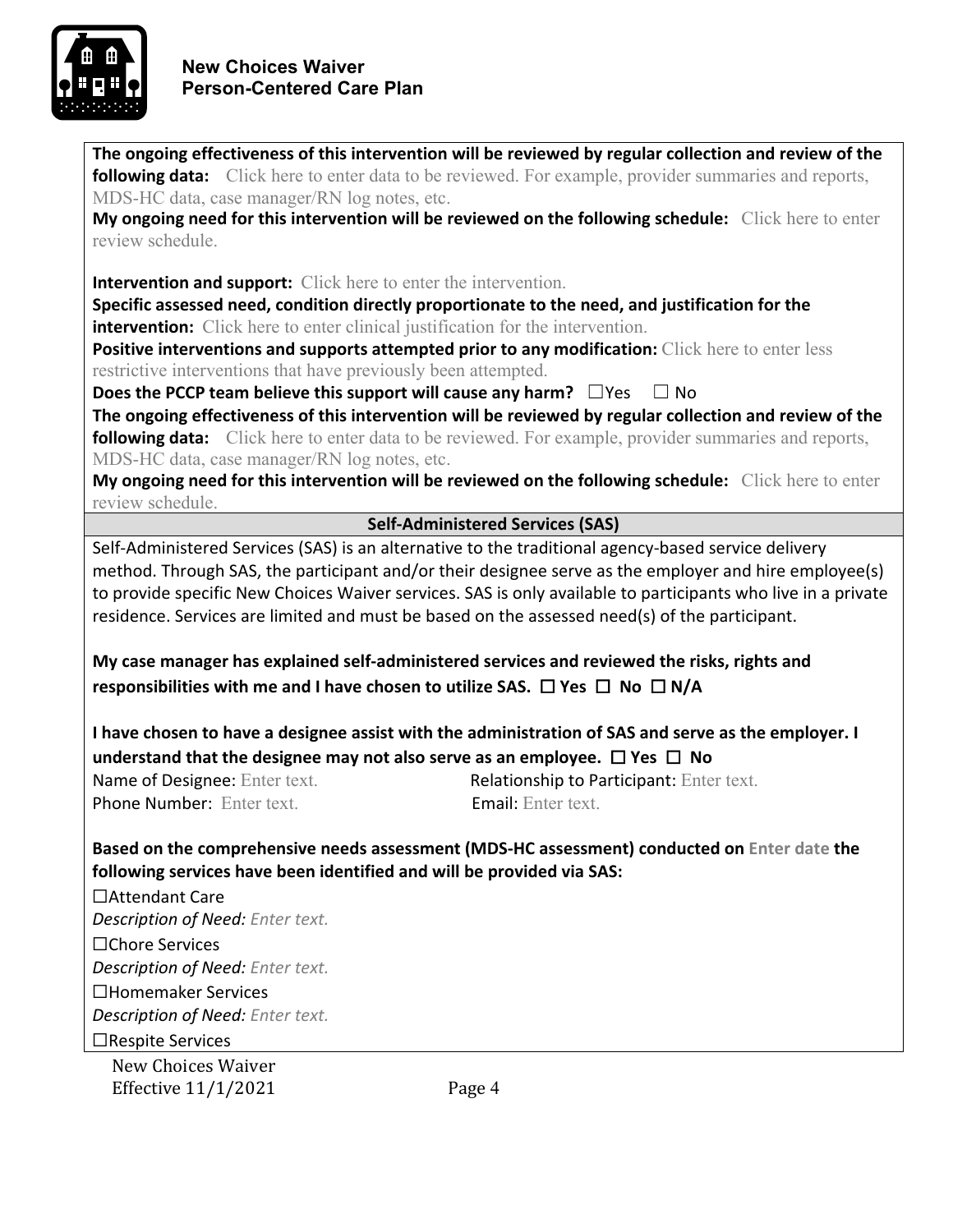**The ongoing effectiveness of this intervention will be reviewed by regular collection and review of the following data:** Click here to enter data to be reviewed. For example, provider summaries and reports, MDS-HC data, case manager/RN log notes, etc.

**My ongoing need for this intervention will be reviewed on the following schedule:** Click here to enter review schedule.

**Intervention and support:** Click here to enter the intervention.

**Specific assessed need, condition directly proportionate to the need, and justification for the intervention:** Click here to enter clinical justification for the intervention.

**Positive interventions and supports attempted prior to any modification:** Click here to enter less restrictive interventions that have previously been attempted.

**Does the PCCP team believe this support will cause any harm?** ☐Yes ☐ No

**The ongoing effectiveness of this intervention will be reviewed by regular collection and review of the following data:** Click here to enter data to be reviewed. For example, provider summaries and reports, MDS-HC data, case manager/RN log notes, etc.

**My ongoing need for this intervention will be reviewed on the following schedule:** Click here to enter review schedule.

## Self-Administered Services (SAS)

Self-Administered Services (SAS) is an alternative to the traditional agency-based service delivery method. Through SAS, the participant and/or their designee serve as the employer and hire employee(s) to provide specific New Choices Waiver services. SAS is only available to participants who live in a private residence. Services are limited and must be based on the assessed need(s) of the participant.

**My case manager has explained self-administered services and reviewed the risks, rights and responsibilities with me and I have chosen to utilize SAS. ☐ Yes ☐ No ☐ N/A**

**I have chosen to have a designee assist with the administration of SAS and serve as the employer. I understand that the designee may not also serve as an employee. ☐ Yes ☐ No**

Name of Designee: Enter text.  Relationship to Participant: Enter text.

Phone Number: Enter text.  Email: Enter text.

**Based on the comprehensive needs assessment (MDS-HC assessment) conducted on Enter date the following services have been identified and will be provided via SAS:**

☐Attendant Care

*Description of Need: Enter text.*

☐Chore Services

*Description of Need: Enter text.*

☐Homemaker Services

*Description of Need: Enter text.*

☐Respite Services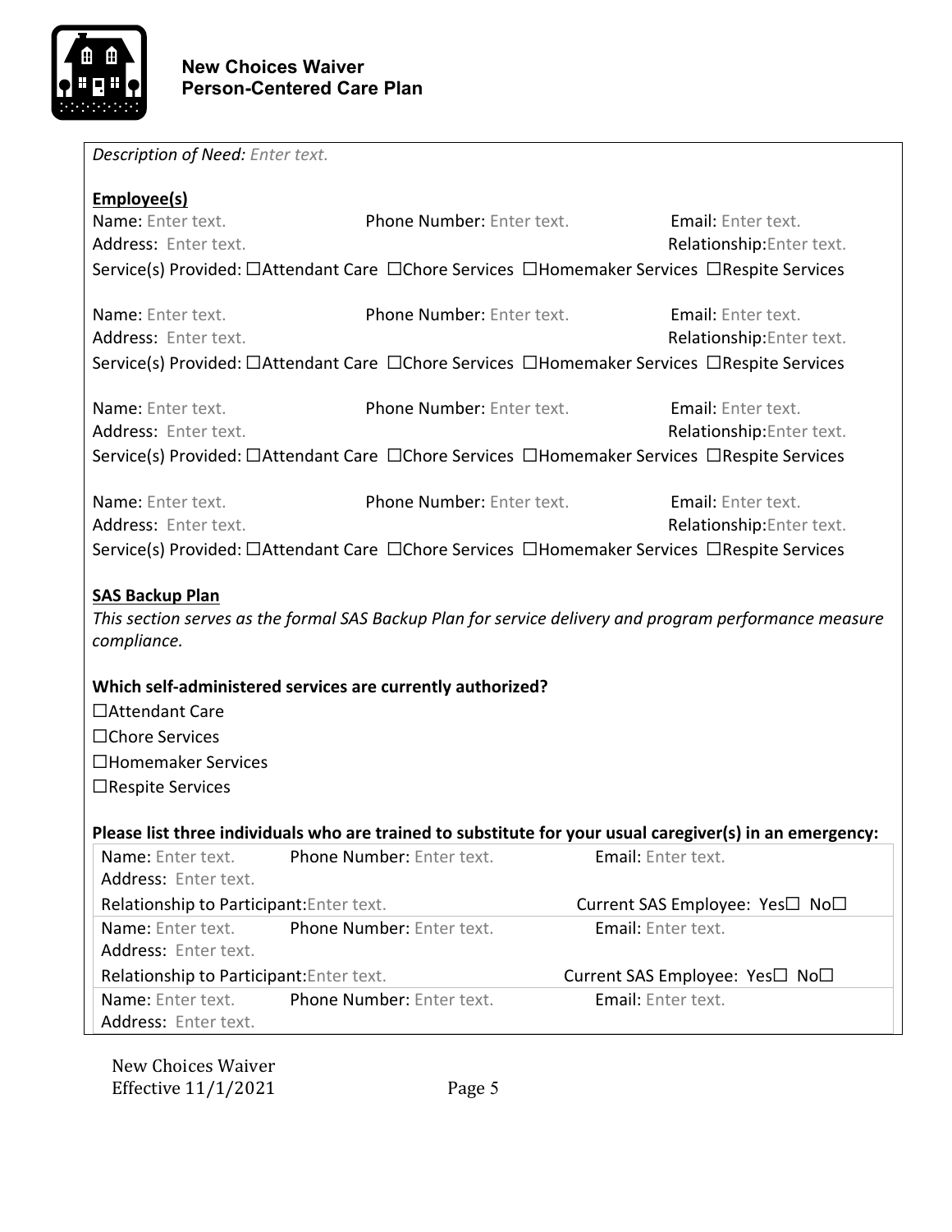*Description of Need:* Enter text.

**Employee(s)**

Name: Enter text. Phone Number: Enter text. Email: Enter text.
Address: Enter text. Relationship: Enter text.
Service(s) Provided: ☐Attendant Care ☐Chore Services ☐Homemaker Services ☐Respite Services

Name: Enter text. Phone Number: Enter text. Email: Enter text.
Address: Enter text. Relationship: Enter text.
Service(s) Provided: ☐Attendant Care ☐Chore Services ☐Homemaker Services ☐Respite Services

Name: Enter text. Phone Number: Enter text. Email: Enter text.
Address: Enter text. Relationship: Enter text.
Service(s) Provided: ☐Attendant Care ☐Chore Services ☐Homemaker Services ☐Respite Services

Name: Enter text. Phone Number: Enter text. Email: Enter text.
Address: Enter text. Relationship: Enter text.
Service(s) Provided: ☐Attendant Care ☐Chore Services ☐Homemaker Services ☐Respite Services

**SAS Backup Plan**

*This section serves as the formal SAS Backup Plan for service delivery and program performance measure compliance.*

**Which self-administered services are currently authorized?**

☐Attendant Care
☐Chore Services
☐Homemaker Services
☐Respite Services

**Please list three individuals who are trained to substitute for your usual caregiver(s) in an emergency:**

| | | |
|---|---|---|
| Name: Enter text. | Phone Number: Enter text. | Email: Enter text. |
| Address: Enter text. | | |
| Relationship to Participant: Enter text. | | Current SAS Employee: Yes☐ No☐ |
| Name: Enter text. | Phone Number: Enter text. | Email: Enter text. |
| Address: Enter text. | | |
| Relationship to Participant: Enter text. | | Current SAS Employee: Yes☐ No☐ |
| Name: Enter text. | Phone Number: Enter text. | Email: Enter text. |
| Address: Enter text. | | |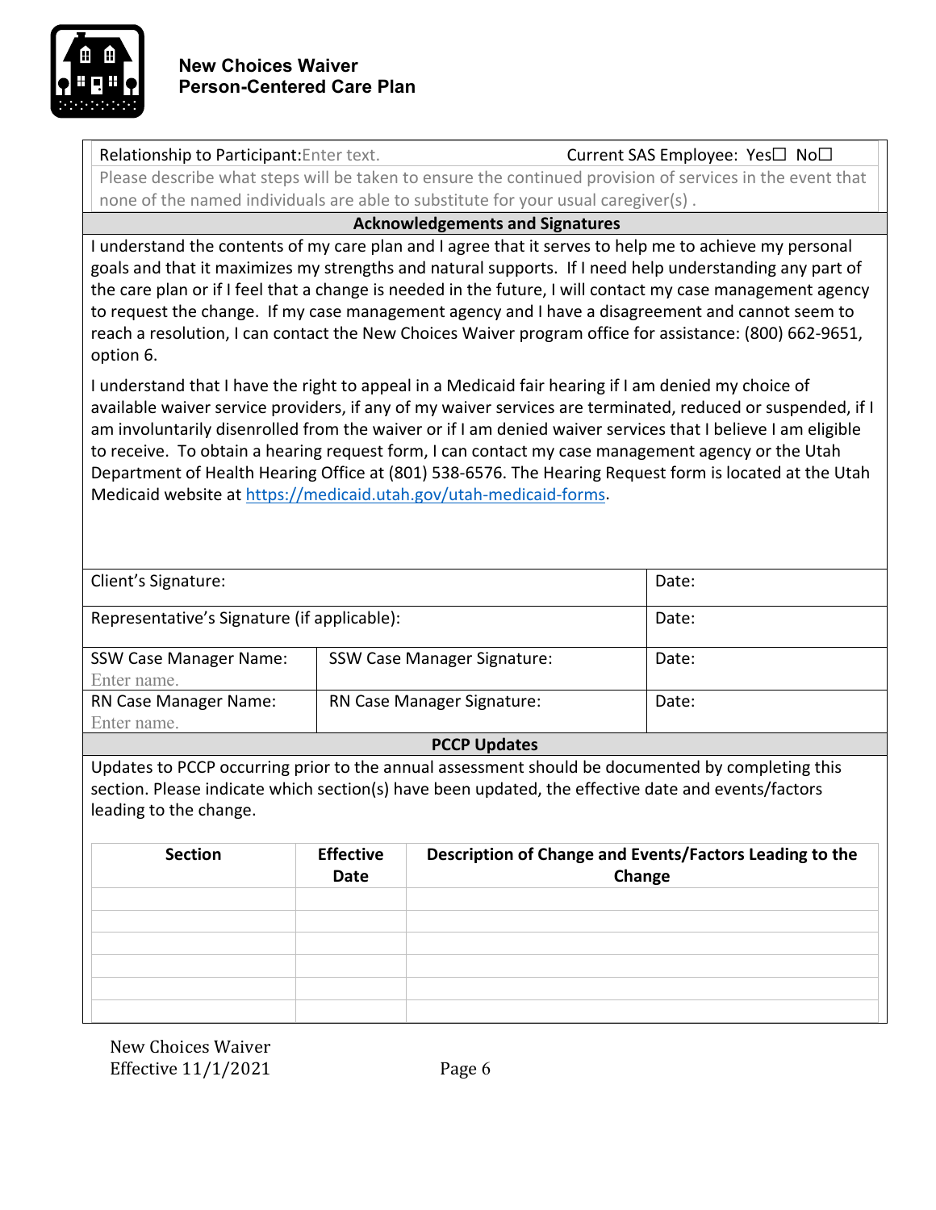**New Choices Waiver**
**Person-Centered Care Plan**

| Relationship to Participant: Enter text. | Current SAS Employee: Yes☐ No☐ |
|---|---|

Please describe what steps will be taken to ensure the continued provision of services in the event that none of the named individuals are able to substitute for your usual caregiver(s) .

## Acknowledgements and Signatures

I understand the contents of my care plan and I agree that it serves to help me to achieve my personal goals and that it maximizes my strengths and natural supports. If I need help understanding any part of the care plan or if I feel that a change is needed in the future, I will contact my case management agency to request the change. If my case management agency and I have a disagreement and cannot seem to reach a resolution, I can contact the New Choices Waiver program office for assistance: (800) 662-9651, option 6.

I understand that I have the right to appeal in a Medicaid fair hearing if I am denied my choice of available waiver service providers, if any of my waiver services are terminated, reduced or suspended, if I am involuntarily disenrolled from the waiver or if I am denied waiver services that I believe I am eligible to receive. To obtain a hearing request form, I can contact my case management agency or the Utah Department of Health Hearing Office at (801) 538-6576. The Hearing Request form is located at the Utah Medicaid website at https://medicaid.utah.gov/utah-medicaid-forms.

| Client's Signature: | | Date: |
|---|---|---|
| Representative's Signature (if applicable): | | Date: |
| SSW Case Manager Name: Enter name. | SSW Case Manager Signature: | Date: |
| RN Case Manager Name: Enter name. | RN Case Manager Signature: | Date: |

## PCCP Updates

Updates to PCCP occurring prior to the annual assessment should be documented by completing this section. Please indicate which section(s) have been updated, the effective date and events/factors leading to the change.

| Section | Effective Date | Description of Change and Events/Factors Leading to the Change |
|---|---|---|
| | | |
| | | |
| | | |
| | | |
| | | |
| | | |

New Choices Waiver
Effective 11/1/2021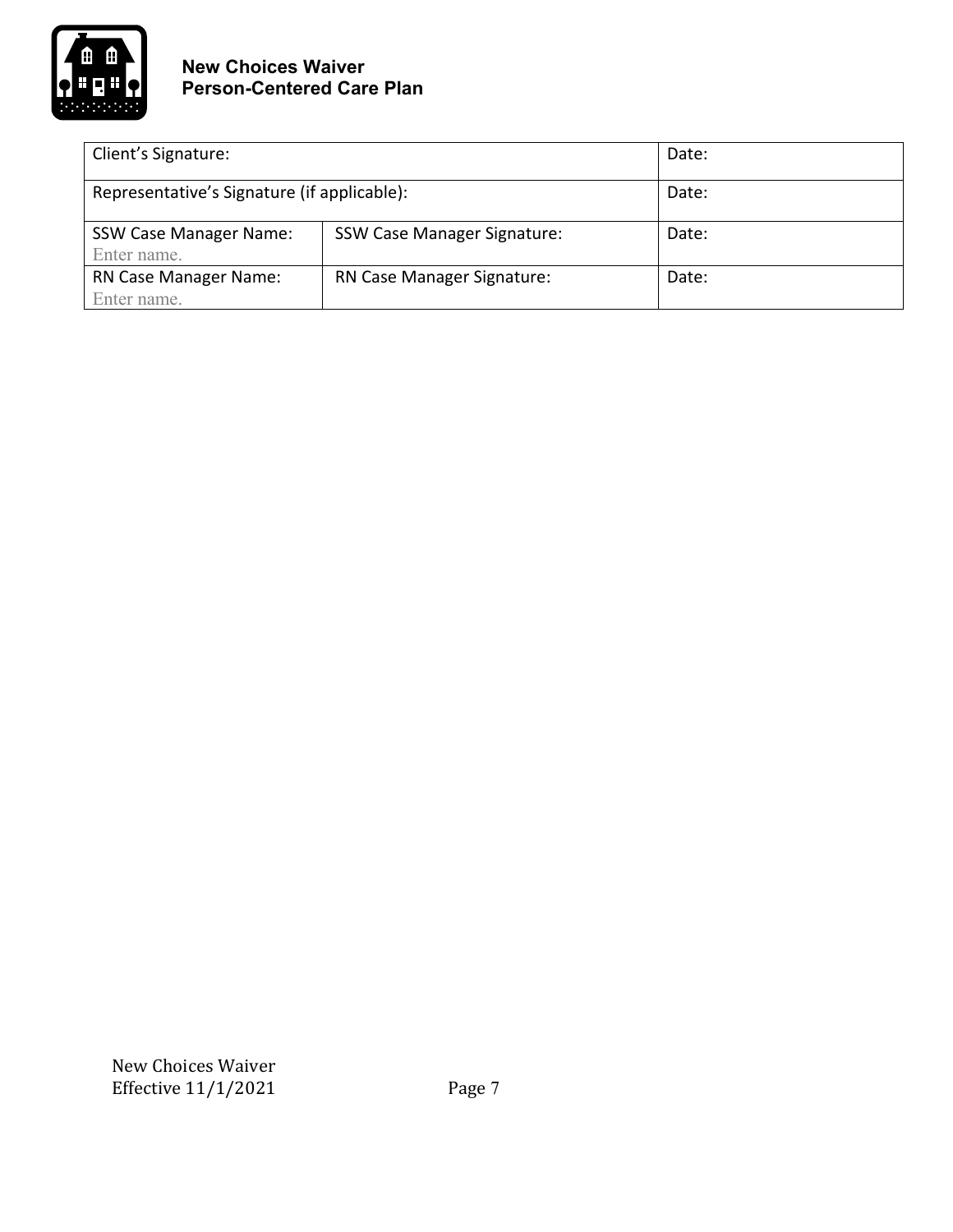| | | |
|---|---|---|
| Client's Signature: | | Date: |
| Representative's Signature (if applicable): | | Date: |
| SSW Case Manager Name: Enter name. | SSW Case Manager Signature: | Date: |
| RN Case Manager Name: Enter name. | RN Case Manager Signature: | Date: |